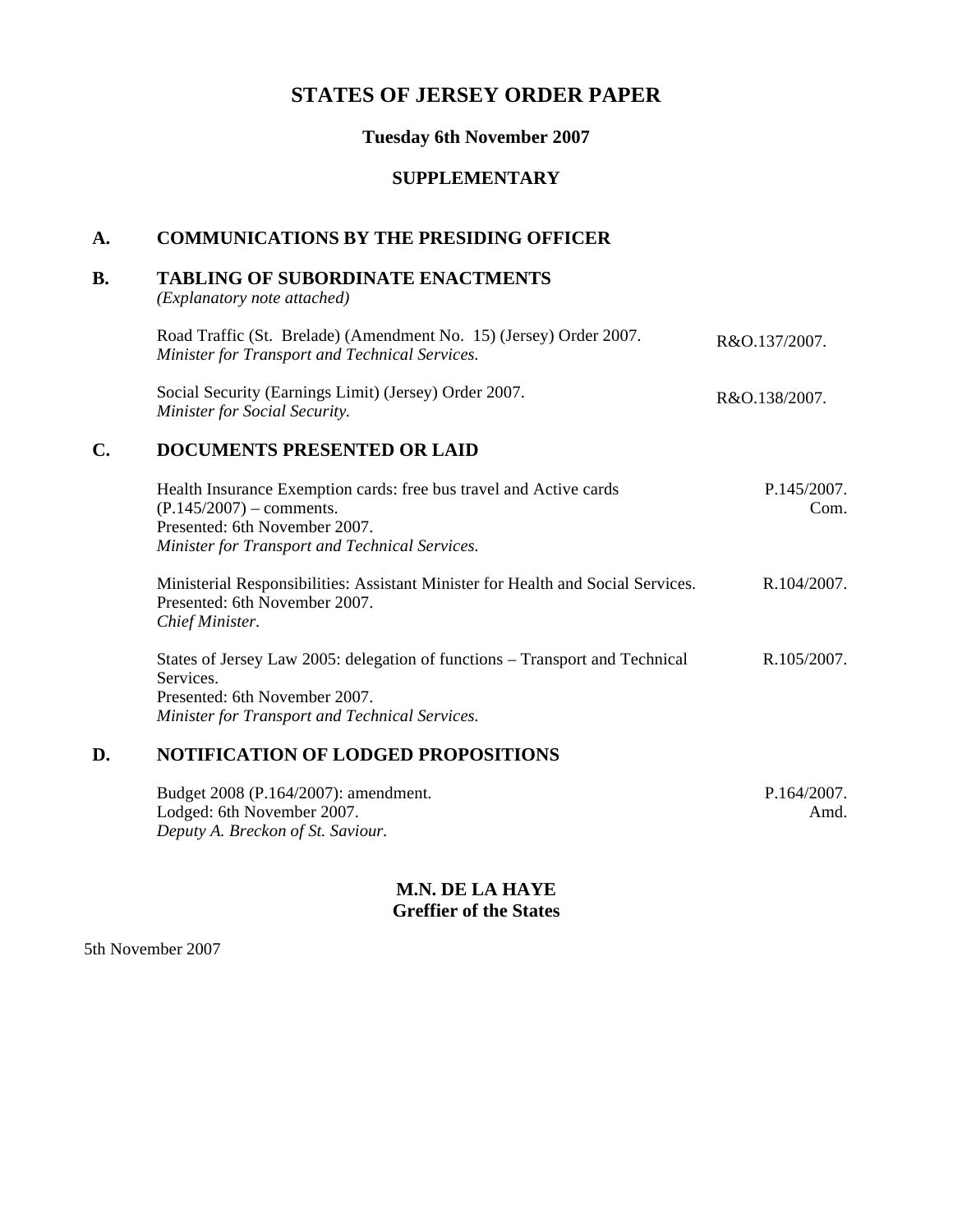# STATES OF JERSEY ORDER PAPER

**Tuesday 6th November 2007**

**SUPPLEMENTARY**

## A. COMMUNICATIONS BY THE PRESIDING OFFICER

## B. TABLING OF SUBORDINATE ENACTMENTS

*(Explanatory note attached)*

Road Traffic (St. Brelade) (Amendment No. 15) (Jersey) Order 2007. — R&O.137/2007.
*Minister for Transport and Technical Services.*

Social Security (Earnings Limit) (Jersey) Order 2007. — R&O.138/2007.
*Minister for Social Security.*

## C. DOCUMENTS PRESENTED OR LAID

Health Insurance Exemption cards: free bus travel and Active cards (P.145/2007) – comments. — P.145/2007. Com.
Presented: 6th November 2007.
*Minister for Transport and Technical Services.*

Ministerial Responsibilities: Assistant Minister for Health and Social Services. — R.104/2007.
Presented: 6th November 2007.
*Chief Minister.*

States of Jersey Law 2005: delegation of functions – Transport and Technical Services. — R.105/2007.
Presented: 6th November 2007.
*Minister for Transport and Technical Services.*

## D. NOTIFICATION OF LODGED PROPOSITIONS

Budget 2008 (P.164/2007): amendment. — P.164/2007. Amd.
Lodged: 6th November 2007.
*Deputy A. Breckon of St. Saviour.*

**M.N. DE LA HAYE**
**Greffier of the States**

5th November 2007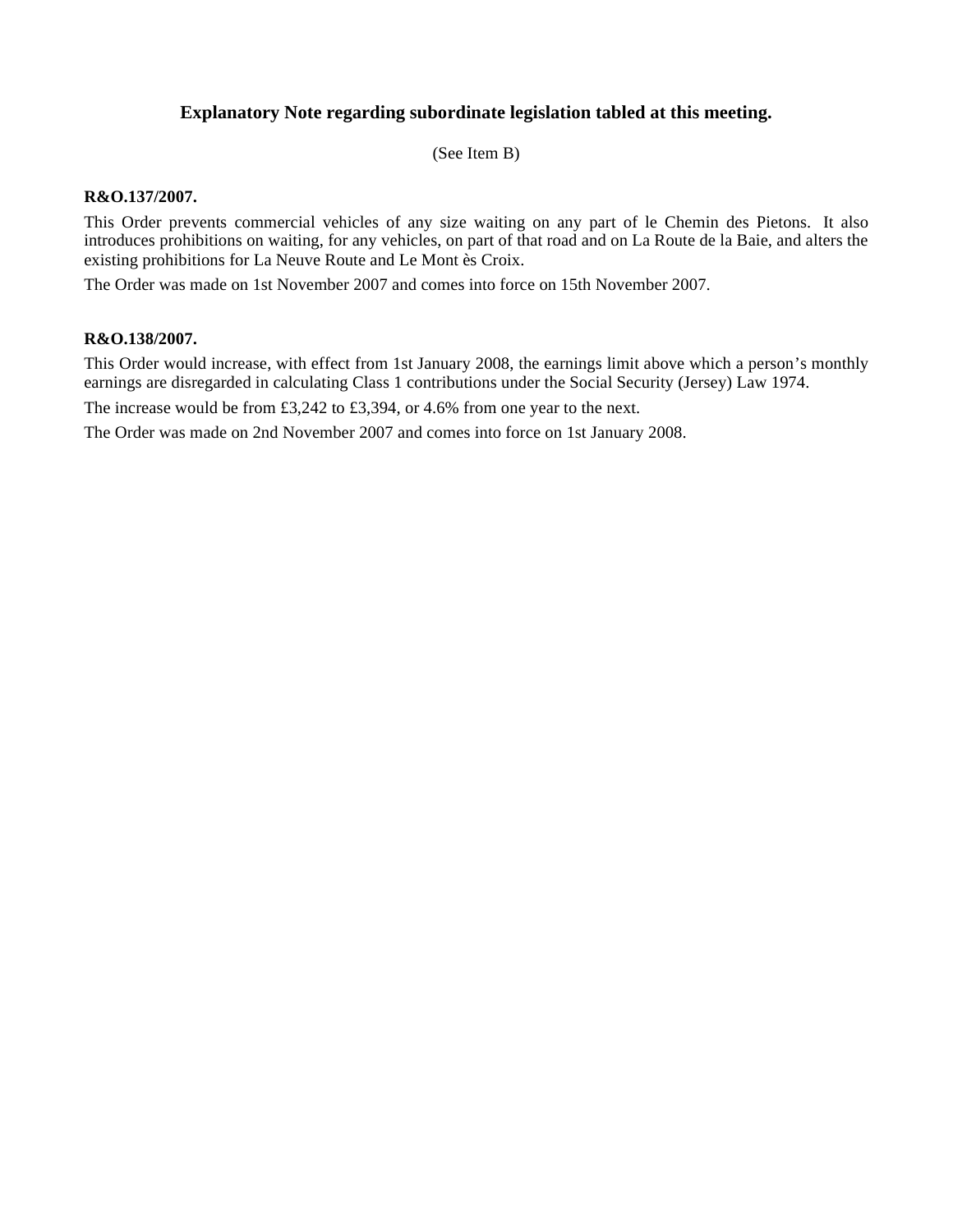## Explanatory Note regarding subordinate legislation tabled at this meeting.

(See Item B)

**R&O.137/2007.**

This Order prevents commercial vehicles of any size waiting on any part of le Chemin des Pietons. It also introduces prohibitions on waiting, for any vehicles, on part of that road and on La Route de la Baie, and alters the existing prohibitions for La Neuve Route and Le Mont ès Croix.

The Order was made on 1st November 2007 and comes into force on 15th November 2007.

**R&O.138/2007.**

This Order would increase, with effect from 1st January 2008, the earnings limit above which a person's monthly earnings are disregarded in calculating Class 1 contributions under the Social Security (Jersey) Law 1974.

The increase would be from £3,242 to £3,394, or 4.6% from one year to the next.

The Order was made on 2nd November 2007 and comes into force on 1st January 2008.